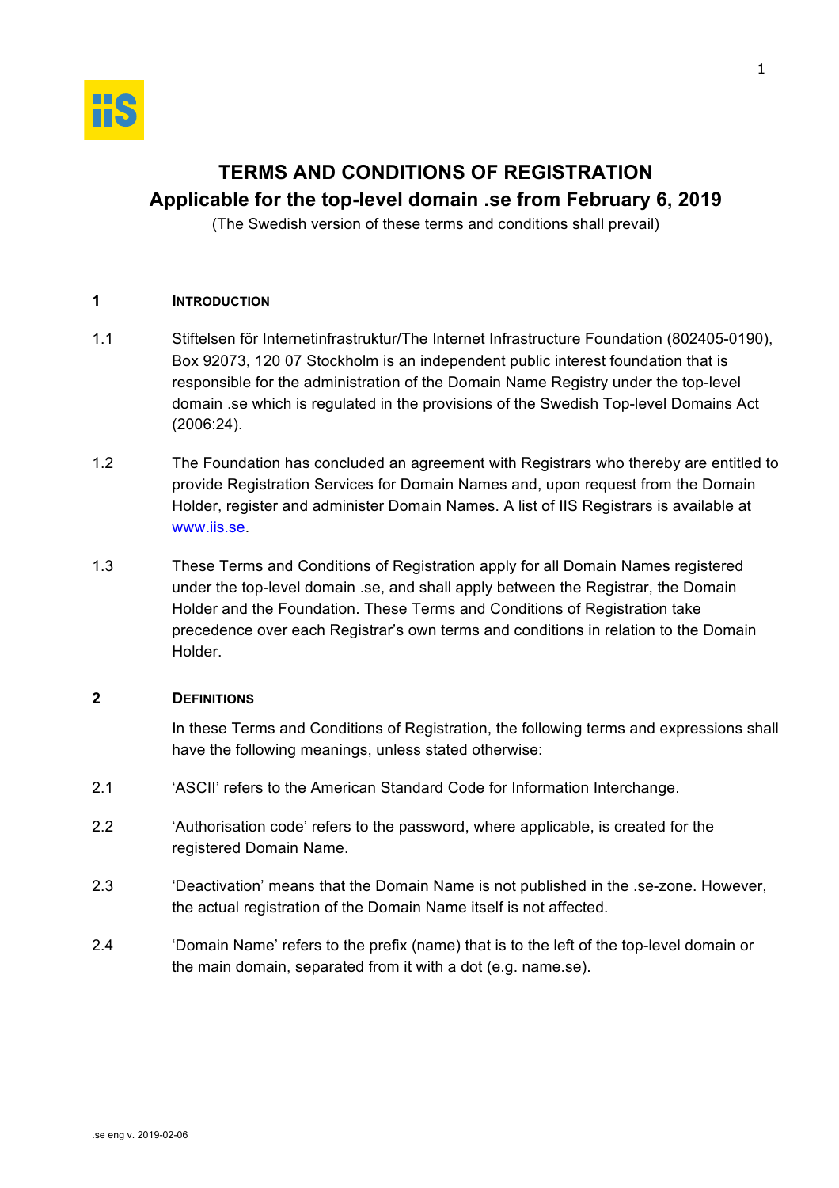# TERMS AND CONDITIONS OF REGISTRATION

## Applicable for the top-level domain .se from February 6, 2019

(The Swedish version of these terms and conditions shall prevail)

## 1 INTRODUCTION

1.1 Stiftelsen för Internetinfrastruktur/The Internet Infrastructure Foundation (802405-0190), Box 92073, 120 07 Stockholm is an independent public interest foundation that is responsible for the administration of the Domain Name Registry under the top-level domain .se which is regulated in the provisions of the Swedish Top-level Domains Act (2006:24).

1.2 The Foundation has concluded an agreement with Registrars who thereby are entitled to provide Registration Services for Domain Names and, upon request from the Domain Holder, register and administer Domain Names. A list of IIS Registrars is available at www.iis.se.

1.3 These Terms and Conditions of Registration apply for all Domain Names registered under the top-level domain .se, and shall apply between the Registrar, the Domain Holder and the Foundation. These Terms and Conditions of Registration take precedence over each Registrar's own terms and conditions in relation to the Domain Holder.

## 2 DEFINITIONS

In these Terms and Conditions of Registration, the following terms and expressions shall have the following meanings, unless stated otherwise:

2.1 'ASCII' refers to the American Standard Code for Information Interchange.

2.2 'Authorisation code' refers to the password, where applicable, is created for the registered Domain Name.

2.3 'Deactivation' means that the Domain Name is not published in the .se-zone. However, the actual registration of the Domain Name itself is not affected.

2.4 'Domain Name' refers to the prefix (name) that is to the left of the top-level domain or the main domain, separated from it with a dot (e.g. name.se).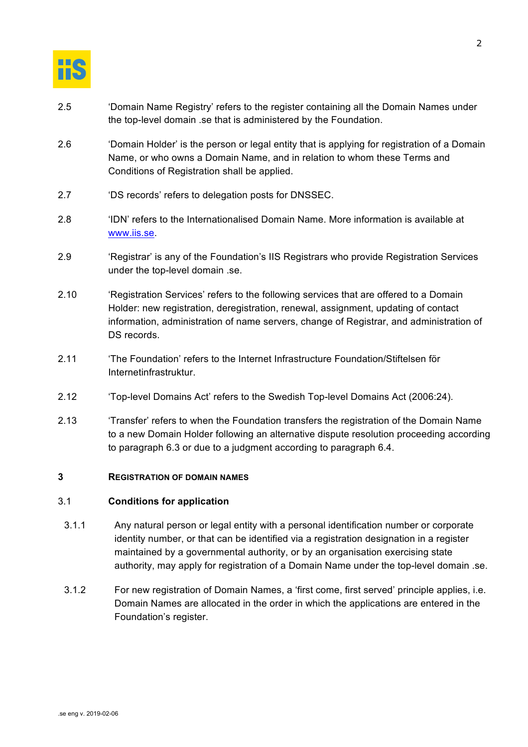2.5 ‘Domain Name Registry’ refers to the register containing all the Domain Names under the top-level domain .se that is administered by the Foundation.

2.6 ‘Domain Holder’ is the person or legal entity that is applying for registration of a Domain Name, or who owns a Domain Name, and in relation to whom these Terms and Conditions of Registration shall be applied.

2.7 ‘DS records’ refers to delegation posts for DNSSEC.

2.8 ‘IDN’ refers to the Internationalised Domain Name. More information is available at [www.iis.se](http://www.iis.se).

2.9 ‘Registrar’ is any of the Foundation’s IIS Registrars who provide Registration Services under the top-level domain .se.

2.10 ‘Registration Services’ refers to the following services that are offered to a Domain Holder: new registration, deregistration, renewal, assignment, updating of contact information, administration of name servers, change of Registrar, and administration of DS records.

2.11 ‘The Foundation’ refers to the Internet Infrastructure Foundation/Stiftelsen för Internetinfrastruktur.

2.12 ‘Top-level Domains Act’ refers to the Swedish Top-level Domains Act (2006:24).

2.13 ‘Transfer’ refers to when the Foundation transfers the registration of the Domain Name to a new Domain Holder following an alternative dispute resolution proceeding according to paragraph 6.3 or due to a judgment according to paragraph 6.4.

## 3 REGISTRATION OF DOMAIN NAMES

### 3.1 Conditions for application

3.1.1 Any natural person or legal entity with a personal identification number or corporate identity number, or that can be identified via a registration designation in a register maintained by a governmental authority, or by an organisation exercising state authority, may apply for registration of a Domain Name under the top-level domain .se.

3.1.2 For new registration of Domain Names, a ‘first come, first served’ principle applies, i.e. Domain Names are allocated in the order in which the applications are entered in the Foundation’s register.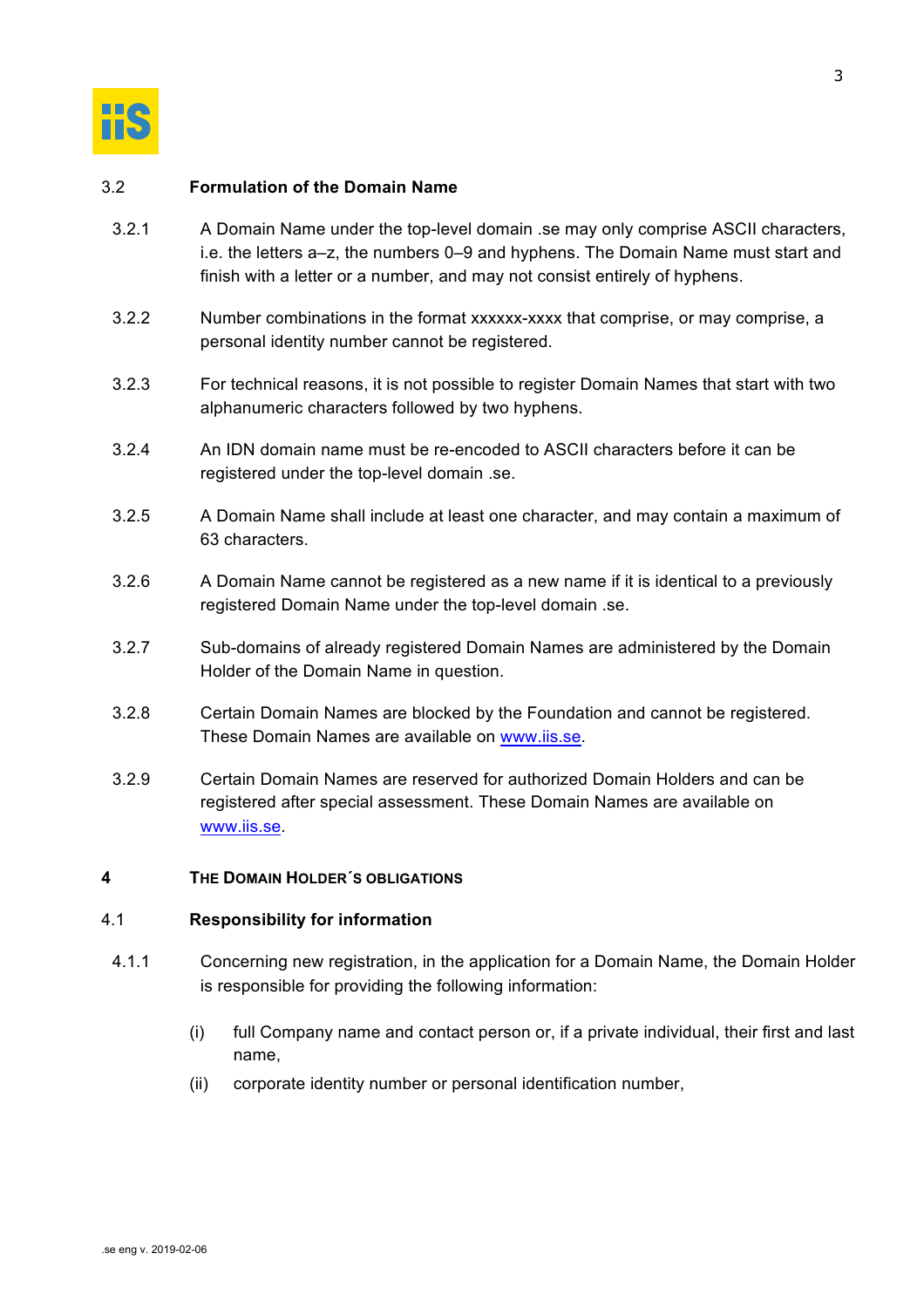### 3.2 Formulation of the Domain Name

3.2.1 A Domain Name under the top-level domain .se may only comprise ASCII characters, i.e. the letters a–z, the numbers 0–9 and hyphens. The Domain Name must start and finish with a letter or a number, and may not consist entirely of hyphens.

3.2.2 Number combinations in the format xxxxxx-xxxx that comprise, or may comprise, a personal identity number cannot be registered.

3.2.3 For technical reasons, it is not possible to register Domain Names that start with two alphanumeric characters followed by two hyphens.

3.2.4 An IDN domain name must be re-encoded to ASCII characters before it can be registered under the top-level domain .se.

3.2.5 A Domain Name shall include at least one character, and may contain a maximum of 63 characters.

3.2.6 A Domain Name cannot be registered as a new name if it is identical to a previously registered Domain Name under the top-level domain .se.

3.2.7 Sub-domains of already registered Domain Names are administered by the Domain Holder of the Domain Name in question.

3.2.8 Certain Domain Names are blocked by the Foundation and cannot be registered. These Domain Names are available on www.iis.se.

3.2.9 Certain Domain Names are reserved for authorized Domain Holders and can be registered after special assessment. These Domain Names are available on www.iis.se.

## 4 THE DOMAIN HOLDER´S OBLIGATIONS

### 4.1 Responsibility for information

4.1.1 Concerning new registration, in the application for a Domain Name, the Domain Holder is responsible for providing the following information:

(i) full Company name and contact person or, if a private individual, their first and last name,

(ii) corporate identity number or personal identification number,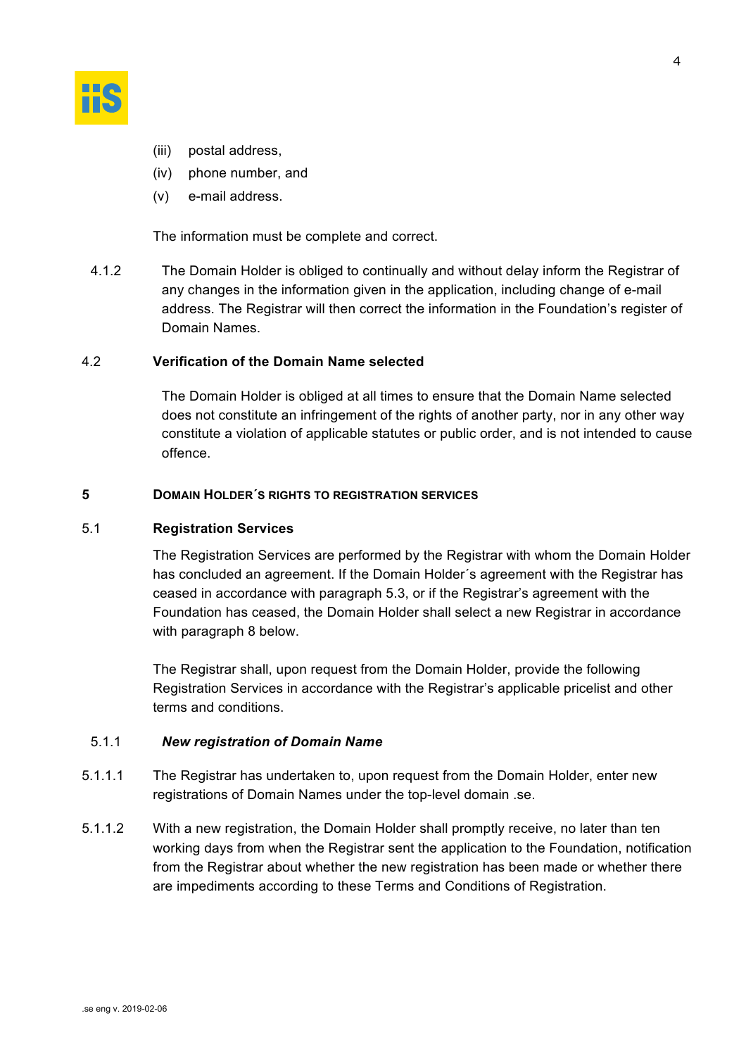(iii) postal address,

(iv) phone number, and

(v) e-mail address.

The information must be complete and correct.

4.1.2 The Domain Holder is obliged to continually and without delay inform the Registrar of any changes in the information given in the application, including change of e-mail address. The Registrar will then correct the information in the Foundation's register of Domain Names.

### 4.2 Verification of the Domain Name selected

The Domain Holder is obliged at all times to ensure that the Domain Name selected does not constitute an infringement of the rights of another party, nor in any other way constitute a violation of applicable statutes or public order, and is not intended to cause offence.

## 5 DOMAIN HOLDER´S RIGHTS TO REGISTRATION SERVICES

### 5.1 Registration Services

The Registration Services are performed by the Registrar with whom the Domain Holder has concluded an agreement. If the Domain Holder´s agreement with the Registrar has ceased in accordance with paragraph 5.3, or if the Registrar's agreement with the Foundation has ceased, the Domain Holder shall select a new Registrar in accordance with paragraph 8 below.

The Registrar shall, upon request from the Domain Holder, provide the following Registration Services in accordance with the Registrar's applicable pricelist and other terms and conditions.

#### 5.1.1 *New registration of Domain Name*

5.1.1.1 The Registrar has undertaken to, upon request from the Domain Holder, enter new registrations of Domain Names under the top-level domain .se.

5.1.1.2 With a new registration, the Domain Holder shall promptly receive, no later than ten working days from when the Registrar sent the application to the Foundation, notification from the Registrar about whether the new registration has been made or whether there are impediments according to these Terms and Conditions of Registration.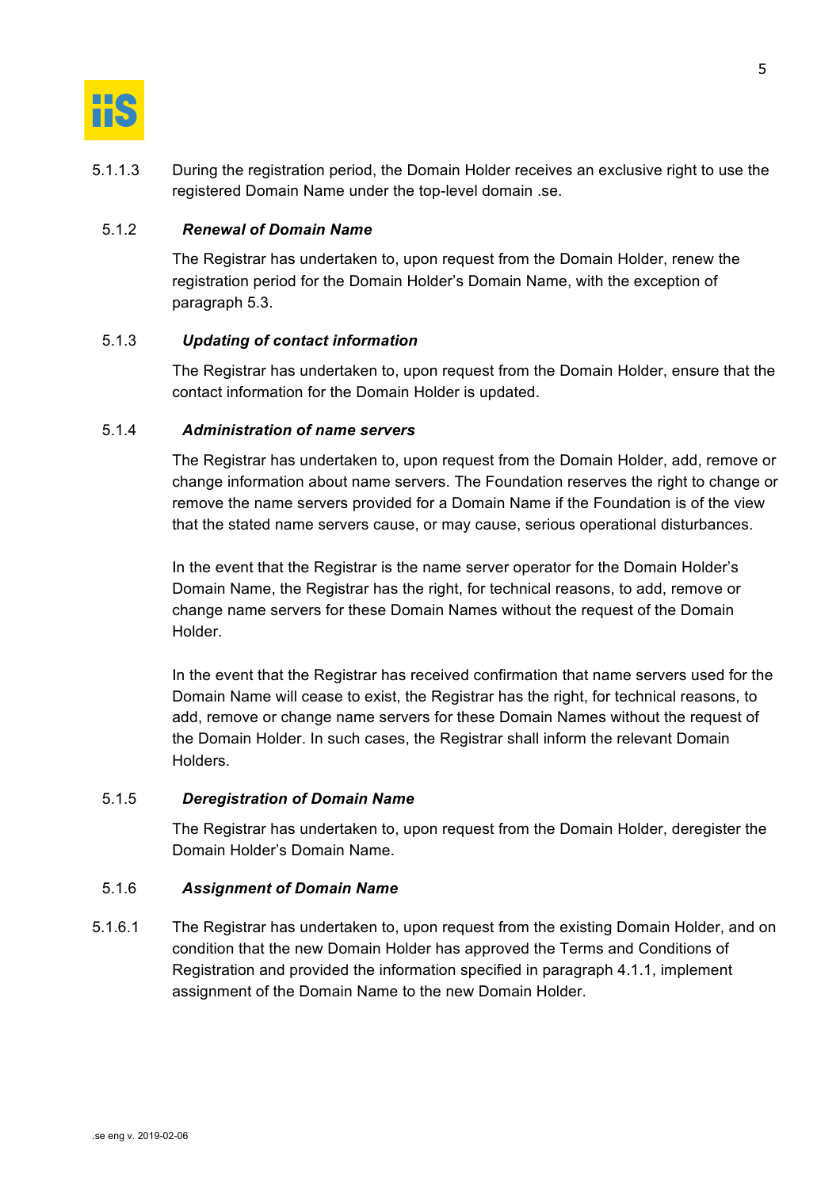5.1.1.3 During the registration period, the Domain Holder receives an exclusive right to use the registered Domain Name under the top-level domain .se.

#### 5.1.2 *Renewal of Domain Name*

The Registrar has undertaken to, upon request from the Domain Holder, renew the registration period for the Domain Holder's Domain Name, with the exception of paragraph 5.3.

#### 5.1.3 *Updating of contact information*

The Registrar has undertaken to, upon request from the Domain Holder, ensure that the contact information for the Domain Holder is updated.

#### 5.1.4 *Administration of name servers*

The Registrar has undertaken to, upon request from the Domain Holder, add, remove or change information about name servers. The Foundation reserves the right to change or remove the name servers provided for a Domain Name if the Foundation is of the view that the stated name servers cause, or may cause, serious operational disturbances.

In the event that the Registrar is the name server operator for the Domain Holder's Domain Name, the Registrar has the right, for technical reasons, to add, remove or change name servers for these Domain Names without the request of the Domain Holder.

In the event that the Registrar has received confirmation that name servers used for the Domain Name will cease to exist, the Registrar has the right, for technical reasons, to add, remove or change name servers for these Domain Names without the request of the Domain Holder. In such cases, the Registrar shall inform the relevant Domain Holders.

#### 5.1.5 *Deregistration of Domain Name*

The Registrar has undertaken to, upon request from the Domain Holder, deregister the Domain Holder's Domain Name.

#### 5.1.6 *Assignment of Domain Name*

5.1.6.1 The Registrar has undertaken to, upon request from the existing Domain Holder, and on condition that the new Domain Holder has approved the Terms and Conditions of Registration and provided the information specified in paragraph 4.1.1, implement assignment of the Domain Name to the new Domain Holder.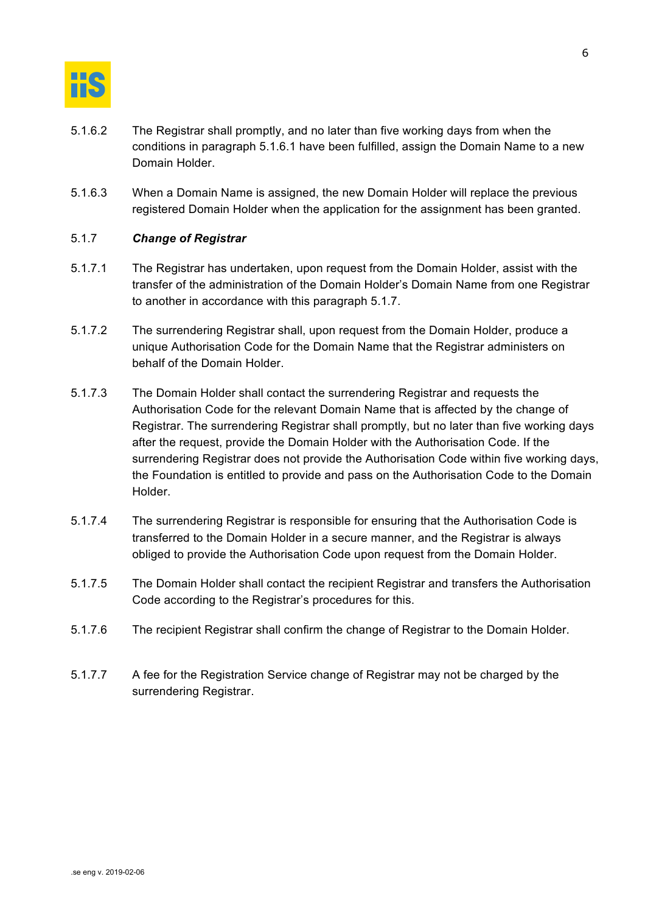5.1.6.2 The Registrar shall promptly, and no later than five working days from when the conditions in paragraph 5.1.6.1 have been fulfilled, assign the Domain Name to a new Domain Holder.

5.1.6.3 When a Domain Name is assigned, the new Domain Holder will replace the previous registered Domain Holder when the application for the assignment has been granted.

5.1.7 ***Change of Registrar***

5.1.7.1 The Registrar has undertaken, upon request from the Domain Holder, assist with the transfer of the administration of the Domain Holder's Domain Name from one Registrar to another in accordance with this paragraph 5.1.7.

5.1.7.2 The surrendering Registrar shall, upon request from the Domain Holder, produce a unique Authorisation Code for the Domain Name that the Registrar administers on behalf of the Domain Holder.

5.1.7.3 The Domain Holder shall contact the surrendering Registrar and requests the Authorisation Code for the relevant Domain Name that is affected by the change of Registrar. The surrendering Registrar shall promptly, but no later than five working days after the request, provide the Domain Holder with the Authorisation Code. If the surrendering Registrar does not provide the Authorisation Code within five working days, the Foundation is entitled to provide and pass on the Authorisation Code to the Domain Holder.

5.1.7.4 The surrendering Registrar is responsible for ensuring that the Authorisation Code is transferred to the Domain Holder in a secure manner, and the Registrar is always obliged to provide the Authorisation Code upon request from the Domain Holder.

5.1.7.5 The Domain Holder shall contact the recipient Registrar and transfers the Authorisation Code according to the Registrar's procedures for this.

5.1.7.6 The recipient Registrar shall confirm the change of Registrar to the Domain Holder.

5.1.7.7 A fee for the Registration Service change of Registrar may not be charged by the surrendering Registrar.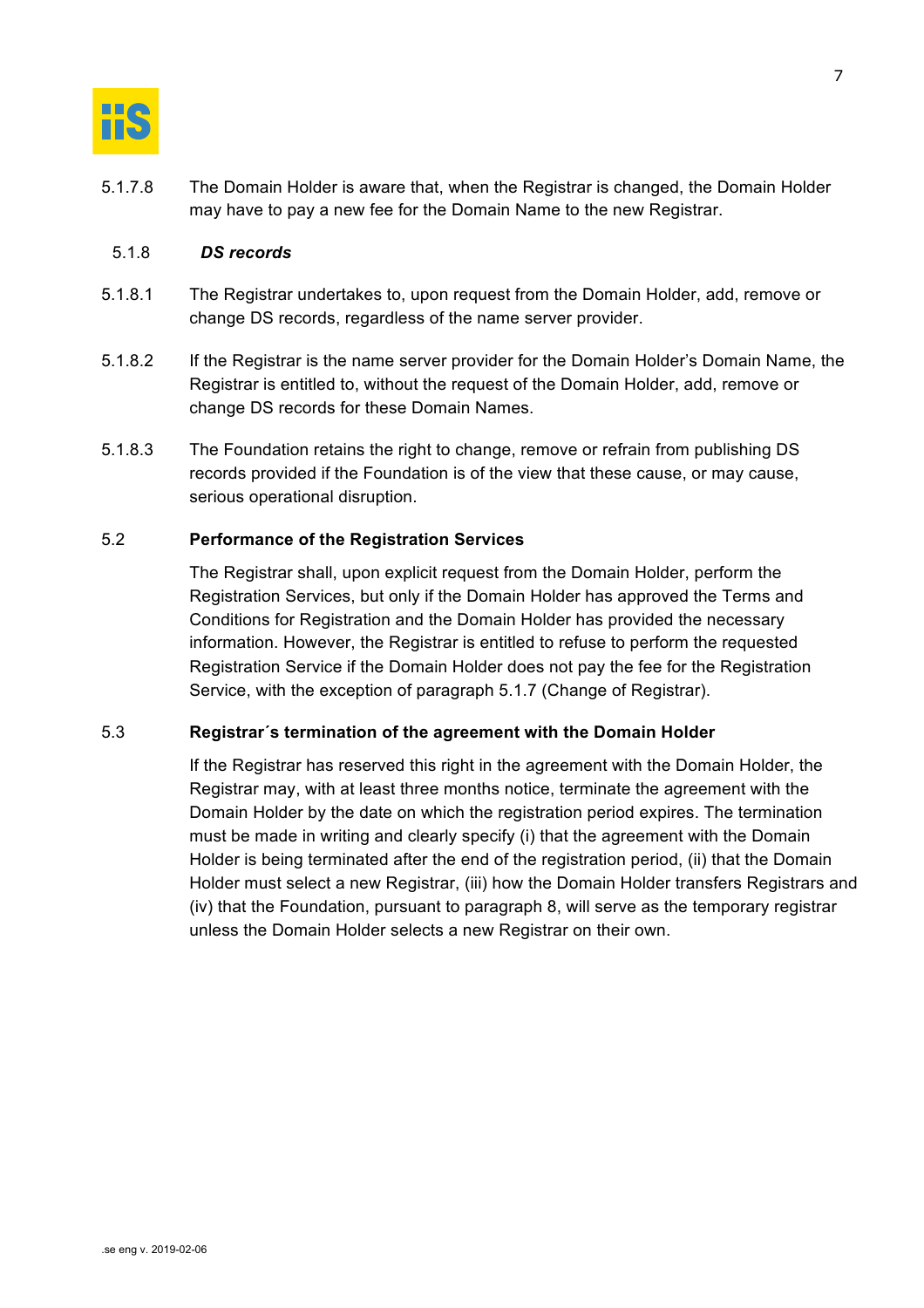5.1.7.8 The Domain Holder is aware that, when the Registrar is changed, the Domain Holder may have to pay a new fee for the Domain Name to the new Registrar.

#### 5.1.8 *DS records*

5.1.8.1 The Registrar undertakes to, upon request from the Domain Holder, add, remove or change DS records, regardless of the name server provider.

5.1.8.2 If the Registrar is the name server provider for the Domain Holder's Domain Name, the Registrar is entitled to, without the request of the Domain Holder, add, remove or change DS records for these Domain Names.

5.1.8.3 The Foundation retains the right to change, remove or refrain from publishing DS records provided if the Foundation is of the view that these cause, or may cause, serious operational disruption.

### 5.2 Performance of the Registration Services

The Registrar shall, upon explicit request from the Domain Holder, perform the Registration Services, but only if the Domain Holder has approved the Terms and Conditions for Registration and the Domain Holder has provided the necessary information. However, the Registrar is entitled to refuse to perform the requested Registration Service if the Domain Holder does not pay the fee for the Registration Service, with the exception of paragraph 5.1.7 (Change of Registrar).

### 5.3 Registrar´s termination of the agreement with the Domain Holder

If the Registrar has reserved this right in the agreement with the Domain Holder, the Registrar may, with at least three months notice, terminate the agreement with the Domain Holder by the date on which the registration period expires. The termination must be made in writing and clearly specify (i) that the agreement with the Domain Holder is being terminated after the end of the registration period, (ii) that the Domain Holder must select a new Registrar, (iii) how the Domain Holder transfers Registrars and (iv) that the Foundation, pursuant to paragraph 8, will serve as the temporary registrar unless the Domain Holder selects a new Registrar on their own.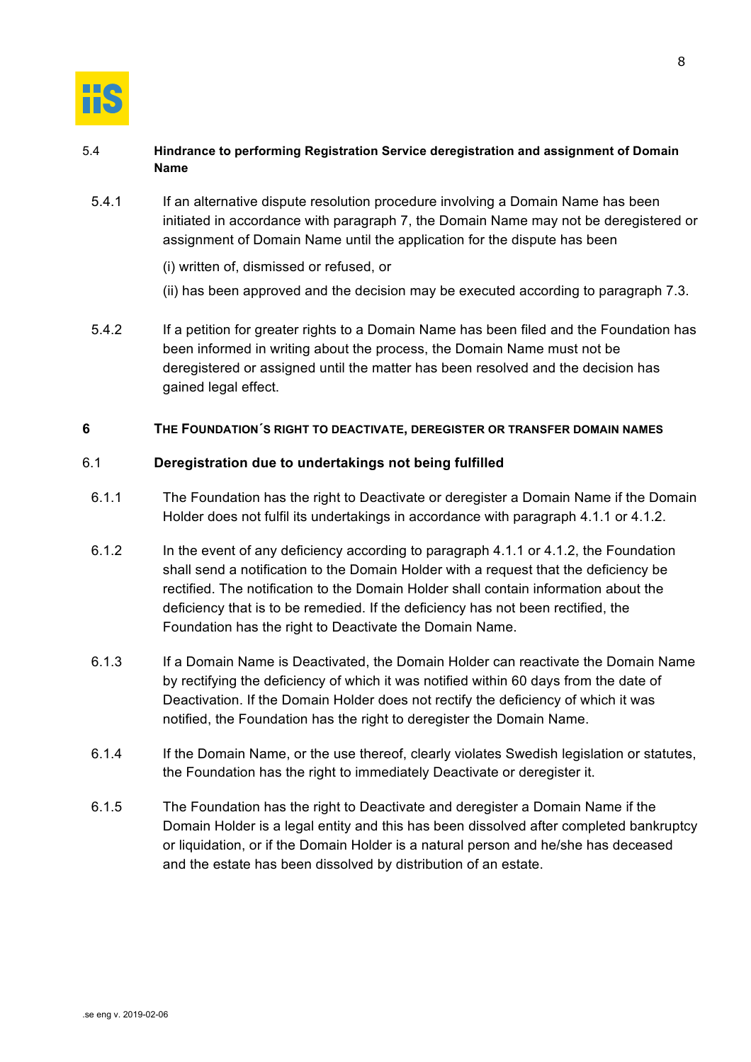5.4 **Hindrance to performing Registration Service deregistration and assignment of Domain Name**

5.4.1 If an alternative dispute resolution procedure involving a Domain Name has been initiated in accordance with paragraph 7, the Domain Name may not be deregistered or assignment of Domain Name until the application for the dispute has been

(i) written of, dismissed or refused, or

(ii) has been approved and the decision may be executed according to paragraph 7.3.

5.4.2 If a petition for greater rights to a Domain Name has been filed and the Foundation has been informed in writing about the process, the Domain Name must not be deregistered or assigned until the matter has been resolved and the decision has gained legal effect.

## 6 THE FOUNDATION´S RIGHT TO DEACTIVATE, DEREGISTER OR TRANSFER DOMAIN NAMES

### 6.1 Deregistration due to undertakings not being fulfilled

6.1.1 The Foundation has the right to Deactivate or deregister a Domain Name if the Domain Holder does not fulfil its undertakings in accordance with paragraph 4.1.1 or 4.1.2.

6.1.2 In the event of any deficiency according to paragraph 4.1.1 or 4.1.2, the Foundation shall send a notification to the Domain Holder with a request that the deficiency be rectified. The notification to the Domain Holder shall contain information about the deficiency that is to be remedied. If the deficiency has not been rectified, the Foundation has the right to Deactivate the Domain Name.

6.1.3 If a Domain Name is Deactivated, the Domain Holder can reactivate the Domain Name by rectifying the deficiency of which it was notified within 60 days from the date of Deactivation. If the Domain Holder does not rectify the deficiency of which it was notified, the Foundation has the right to deregister the Domain Name.

6.1.4 If the Domain Name, or the use thereof, clearly violates Swedish legislation or statutes, the Foundation has the right to immediately Deactivate or deregister it.

6.1.5 The Foundation has the right to Deactivate and deregister a Domain Name if the Domain Holder is a legal entity and this has been dissolved after completed bankruptcy or liquidation, or if the Domain Holder is a natural person and he/she has deceased and the estate has been dissolved by distribution of an estate.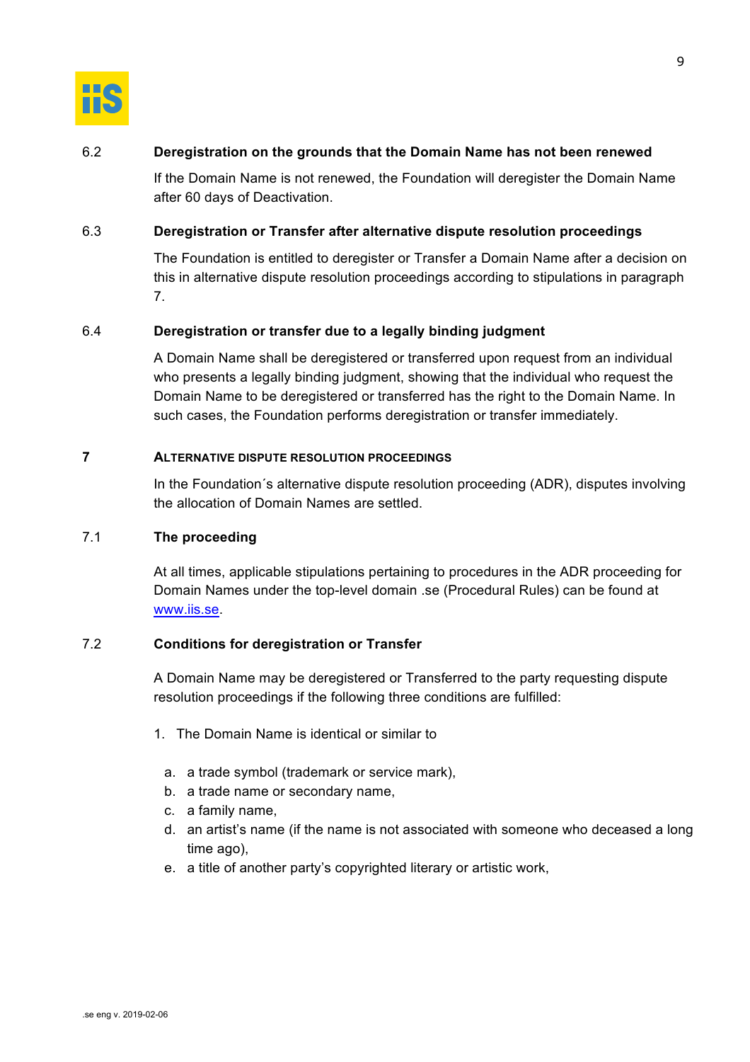### 6.2 Deregistration on the grounds that the Domain Name has not been renewed

If the Domain Name is not renewed, the Foundation will deregister the Domain Name after 60 days of Deactivation.

### 6.3 Deregistration or Transfer after alternative dispute resolution proceedings

The Foundation is entitled to deregister or Transfer a Domain Name after a decision on this in alternative dispute resolution proceedings according to stipulations in paragraph 7.

### 6.4 Deregistration or transfer due to a legally binding judgment

A Domain Name shall be deregistered or transferred upon request from an individual who presents a legally binding judgment, showing that the individual who request the Domain Name to be deregistered or transferred has the right to the Domain Name. In such cases, the Foundation performs deregistration or transfer immediately.

## 7 ALTERNATIVE DISPUTE RESOLUTION PROCEEDINGS

In the Foundation´s alternative dispute resolution proceeding (ADR), disputes involving the allocation of Domain Names are settled.

### 7.1 The proceeding

At all times, applicable stipulations pertaining to procedures in the ADR proceeding for Domain Names under the top-level domain .se (Procedural Rules) can be found at [www.iis.se](http://www.iis.se).

### 7.2 Conditions for deregistration or Transfer

A Domain Name may be deregistered or Transferred to the party requesting dispute resolution proceedings if the following three conditions are fulfilled:

1. The Domain Name is identical or similar to

   a. a trade symbol (trademark or service mark),
   b. a trade name or secondary name,
   c. a family name,
   d. an artist's name (if the name is not associated with someone who deceased a long time ago),
   e. a title of another party's copyrighted literary or artistic work,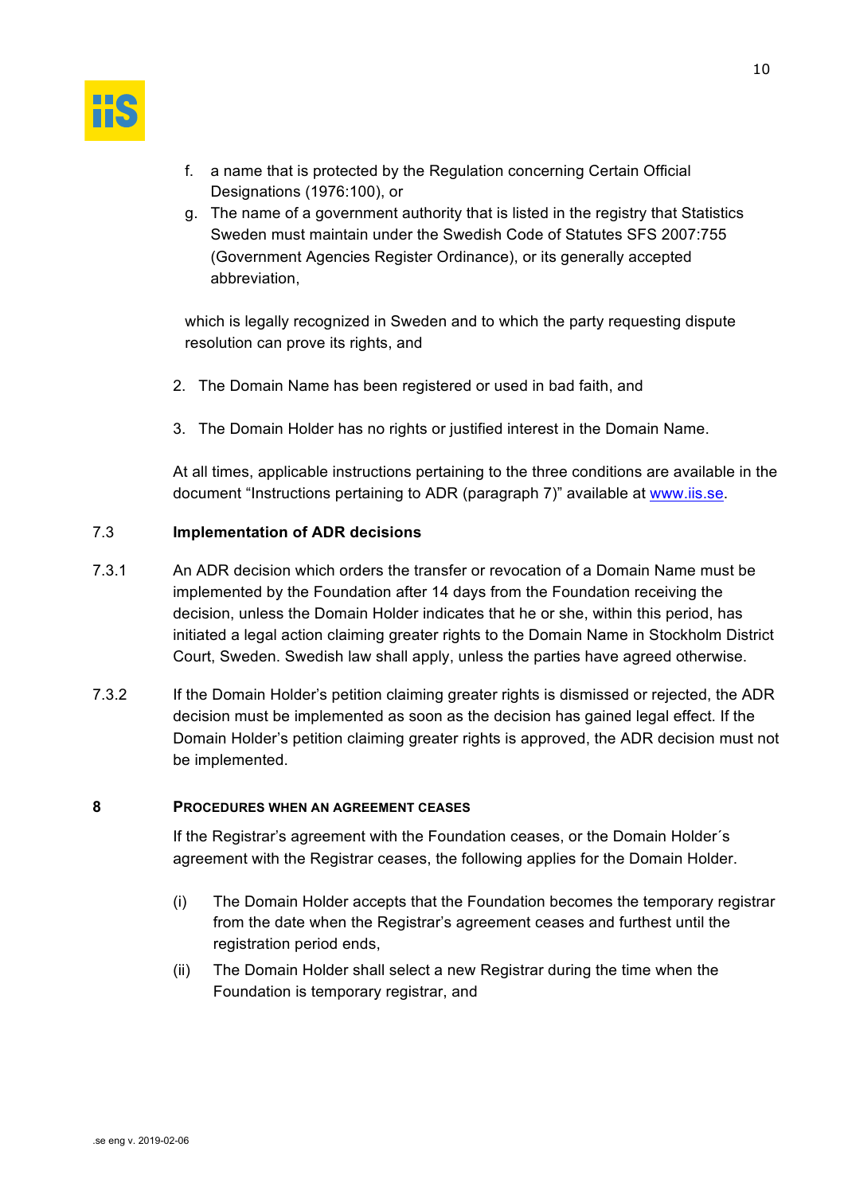f. a name that is protected by the Regulation concerning Certain Official Designations (1976:100), or
g. The name of a government authority that is listed in the registry that Statistics Sweden must maintain under the Swedish Code of Statutes SFS 2007:755 (Government Agencies Register Ordinance), or its generally accepted abbreviation,

which is legally recognized in Sweden and to which the party requesting dispute resolution can prove its rights, and

2. The Domain Name has been registered or used in bad faith, and

3. The Domain Holder has no rights or justified interest in the Domain Name.

At all times, applicable instructions pertaining to the three conditions are available in the document "Instructions pertaining to ADR (paragraph 7)" available at www.iis.se.

### 7.3 Implementation of ADR decisions

7.3.1 An ADR decision which orders the transfer or revocation of a Domain Name must be implemented by the Foundation after 14 days from the Foundation receiving the decision, unless the Domain Holder indicates that he or she, within this period, has initiated a legal action claiming greater rights to the Domain Name in Stockholm District Court, Sweden. Swedish law shall apply, unless the parties have agreed otherwise.

7.3.2 If the Domain Holder's petition claiming greater rights is dismissed or rejected, the ADR decision must be implemented as soon as the decision has gained legal effect. If the Domain Holder's petition claiming greater rights is approved, the ADR decision must not be implemented.

## 8 Procedures when an agreement ceases

If the Registrar's agreement with the Foundation ceases, or the Domain Holder´s agreement with the Registrar ceases, the following applies for the Domain Holder.

(i) The Domain Holder accepts that the Foundation becomes the temporary registrar from the date when the Registrar's agreement ceases and furthest until the registration period ends,

(ii) The Domain Holder shall select a new Registrar during the time when the Foundation is temporary registrar, and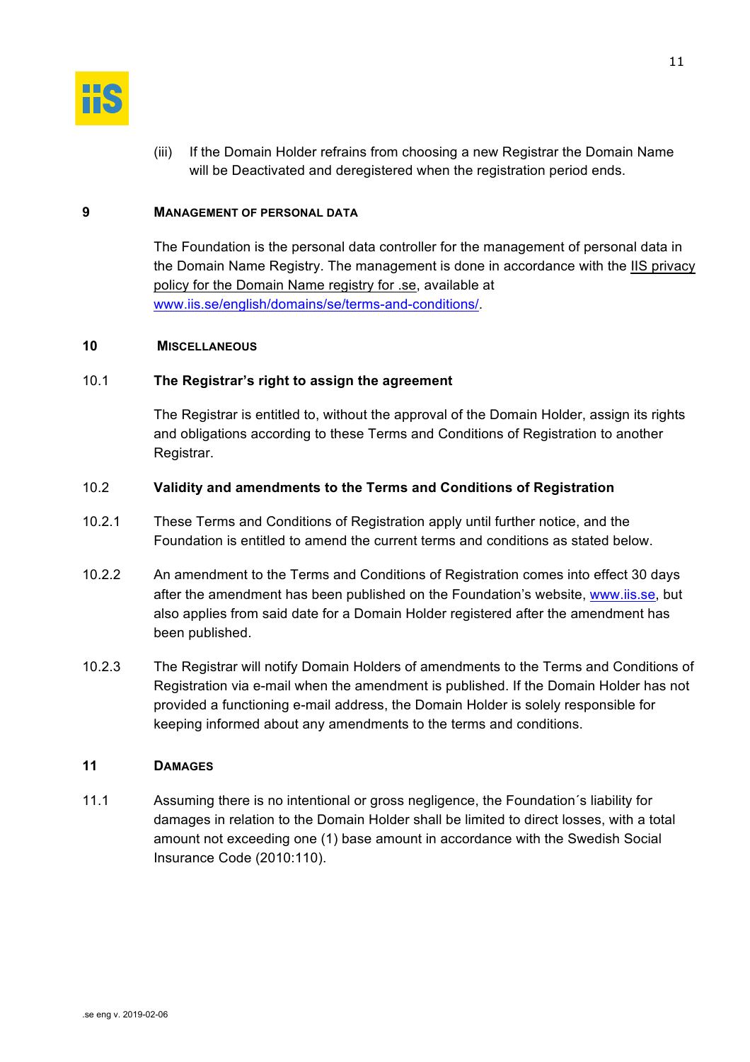(iii) If the Domain Holder refrains from choosing a new Registrar the Domain Name will be Deactivated and deregistered when the registration period ends.

## 9 MANAGEMENT OF PERSONAL DATA

The Foundation is the personal data controller for the management of personal data in the Domain Name Registry. The management is done in accordance with the IIS privacy policy for the Domain Name registry for .se, available at www.iis.se/english/domains/se/terms-and-conditions/.

## 10 MISCELLANEOUS

### 10.1 The Registrar's right to assign the agreement

The Registrar is entitled to, without the approval of the Domain Holder, assign its rights and obligations according to these Terms and Conditions of Registration to another Registrar.

### 10.2 Validity and amendments to the Terms and Conditions of Registration

10.2.1 These Terms and Conditions of Registration apply until further notice, and the Foundation is entitled to amend the current terms and conditions as stated below.

10.2.2 An amendment to the Terms and Conditions of Registration comes into effect 30 days after the amendment has been published on the Foundation's website, www.iis.se, but also applies from said date for a Domain Holder registered after the amendment has been published.

10.2.3 The Registrar will notify Domain Holders of amendments to the Terms and Conditions of Registration via e-mail when the amendment is published. If the Domain Holder has not provided a functioning e-mail address, the Domain Holder is solely responsible for keeping informed about any amendments to the terms and conditions.

## 11 DAMAGES

11.1 Assuming there is no intentional or gross negligence, the Foundation´s liability for damages in relation to the Domain Holder shall be limited to direct losses, with a total amount not exceeding one (1) base amount in accordance with the Swedish Social Insurance Code (2010:110).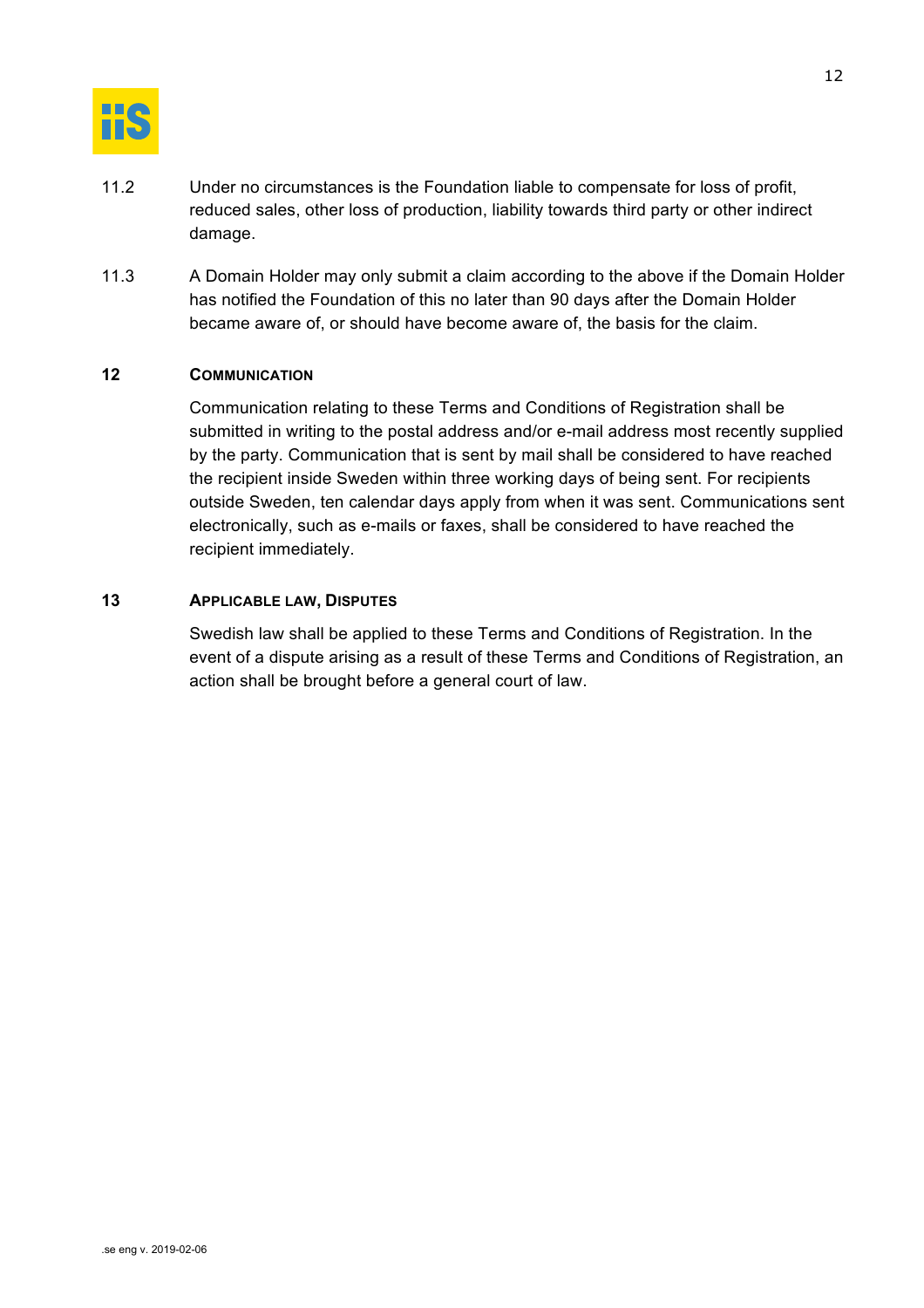11.2 Under no circumstances is the Foundation liable to compensate for loss of profit, reduced sales, other loss of production, liability towards third party or other indirect damage.

11.3 A Domain Holder may only submit a claim according to the above if the Domain Holder has notified the Foundation of this no later than 90 days after the Domain Holder became aware of, or should have become aware of, the basis for the claim.

## 12 COMMUNICATION

Communication relating to these Terms and Conditions of Registration shall be submitted in writing to the postal address and/or e-mail address most recently supplied by the party. Communication that is sent by mail shall be considered to have reached the recipient inside Sweden within three working days of being sent. For recipients outside Sweden, ten calendar days apply from when it was sent. Communications sent electronically, such as e-mails or faxes, shall be considered to have reached the recipient immediately.

## 13 APPLICABLE LAW, DISPUTES

Swedish law shall be applied to these Terms and Conditions of Registration. In the event of a dispute arising as a result of these Terms and Conditions of Registration, an action shall be brought before a general court of law.